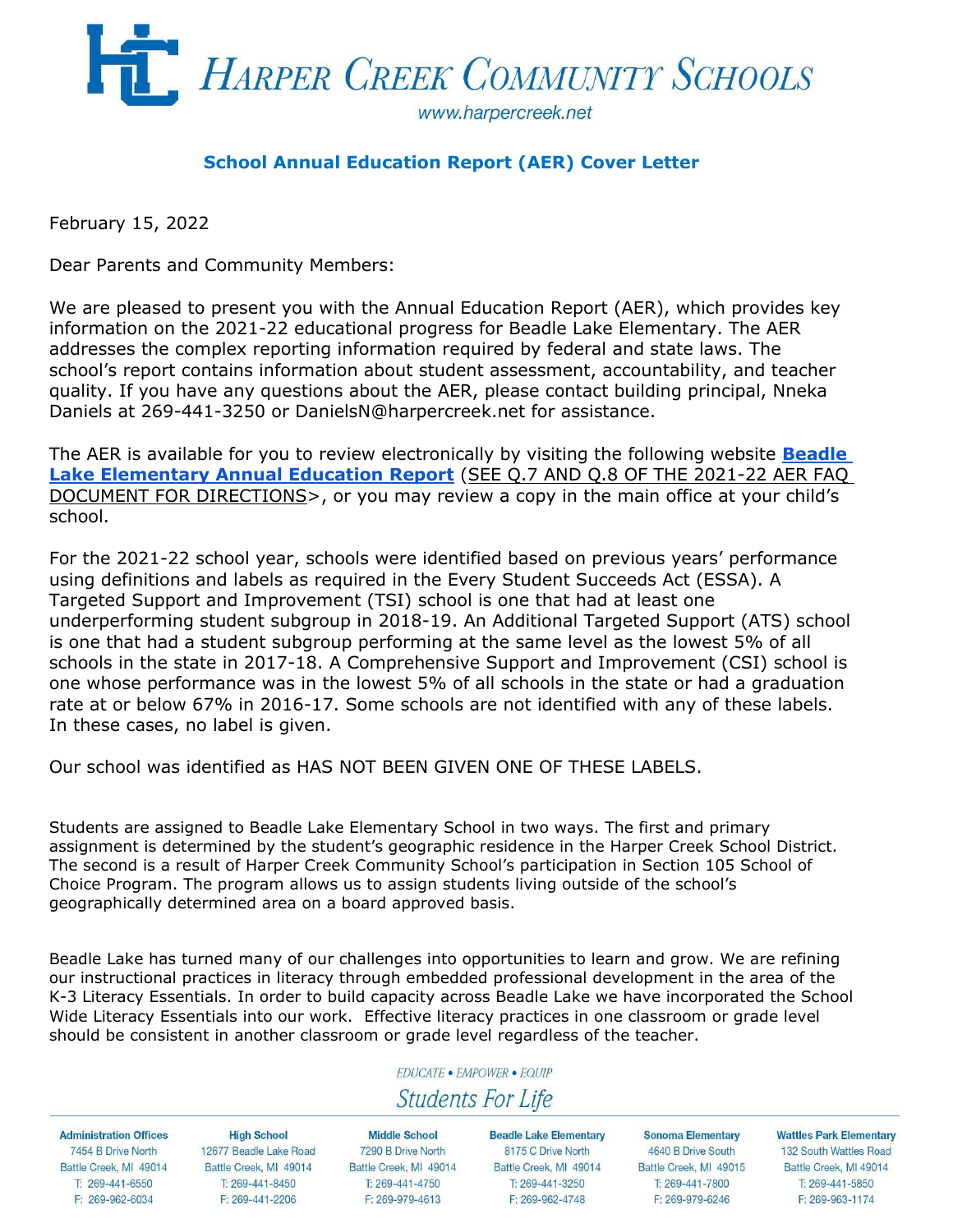# Harper Creek Community Schools

www.harpercreek.net

## School Annual Education Report (AER) Cover Letter

February 15, 2022

Dear Parents and Community Members:

We are pleased to present you with the Annual Education Report (AER), which provides key information on the 2021-22 educational progress for Beadle Lake Elementary. The AER addresses the complex reporting information required by federal and state laws. The school's report contains information about student assessment, accountability, and teacher quality. If you have any questions about the AER, please contact building principal, Nneka Daniels at 269-441-3250 or DanielsN@harpercreek.net for assistance.

The AER is available for you to review electronically by visiting the following website **Beadle Lake Elementary Annual Education Report** (SEE Q.7 AND Q.8 OF THE 2021-22 AER FAQ DOCUMENT FOR DIRECTIONS>, or you may review a copy in the main office at your child's school.

For the 2021-22 school year, schools were identified based on previous years' performance using definitions and labels as required in the Every Student Succeeds Act (ESSA). A Targeted Support and Improvement (TSI) school is one that had at least one underperforming student subgroup in 2018-19. An Additional Targeted Support (ATS) school is one that had a student subgroup performing at the same level as the lowest 5% of all schools in the state in 2017-18. A Comprehensive Support and Improvement (CSI) school is one whose performance was in the lowest 5% of all schools in the state or had a graduation rate at or below 67% in 2016-17. Some schools are not identified with any of these labels. In these cases, no label is given.

Our school was identified as HAS NOT BEEN GIVEN ONE OF THESE LABELS.

Students are assigned to Beadle Lake Elementary School in two ways. The first and primary assignment is determined by the student's geographic residence in the Harper Creek School District. The second is a result of Harper Creek Community School's participation in Section 105 School of Choice Program. The program allows us to assign students living outside of the school's geographically determined area on a board approved basis.

Beadle Lake has turned many of our challenges into opportunities to learn and grow. We are refining our instructional practices in literacy through embedded professional development in the area of the K-3 Literacy Essentials. In order to build capacity across Beadle Lake we have incorporated the School Wide Literacy Essentials into our work. Effective literacy practices in one classroom or grade level should be consistent in another classroom or grade level regardless of the teacher.

*EDUCATE • EMPOWER • EQUIP*

*Students For Life*

| Administration Offices | High School | Middle School | Beadle Lake Elementary | Sonoma Elementary | Wattles Park Elementary |
|---|---|---|---|---|---|
| 7454 B Drive North | 12677 Beadle Lake Road | 7290 B Drive North | 8175 C Drive North | 4640 B Drive South | 132 South Wattles Road |
| Battle Creek, MI 49014 | Battle Creek, MI 49014 | Battle Creek, MI 49014 | Battle Creek, MI 49014 | Battle Creek, MI 49015 | Battle Creek, MI 49014 |
| T: 269-441-6550 | T: 269-441-8450 | T: 269-441-4750 | T: 269-441-3250 | T: 269-441-7800 | T: 269-441-5850 |
| F: 269-962-6034 | F: 269-441-2206 | F: 269-979-4613 | F: 269-962-4748 | F: 269-979-6246 | F: 269-963-1174 |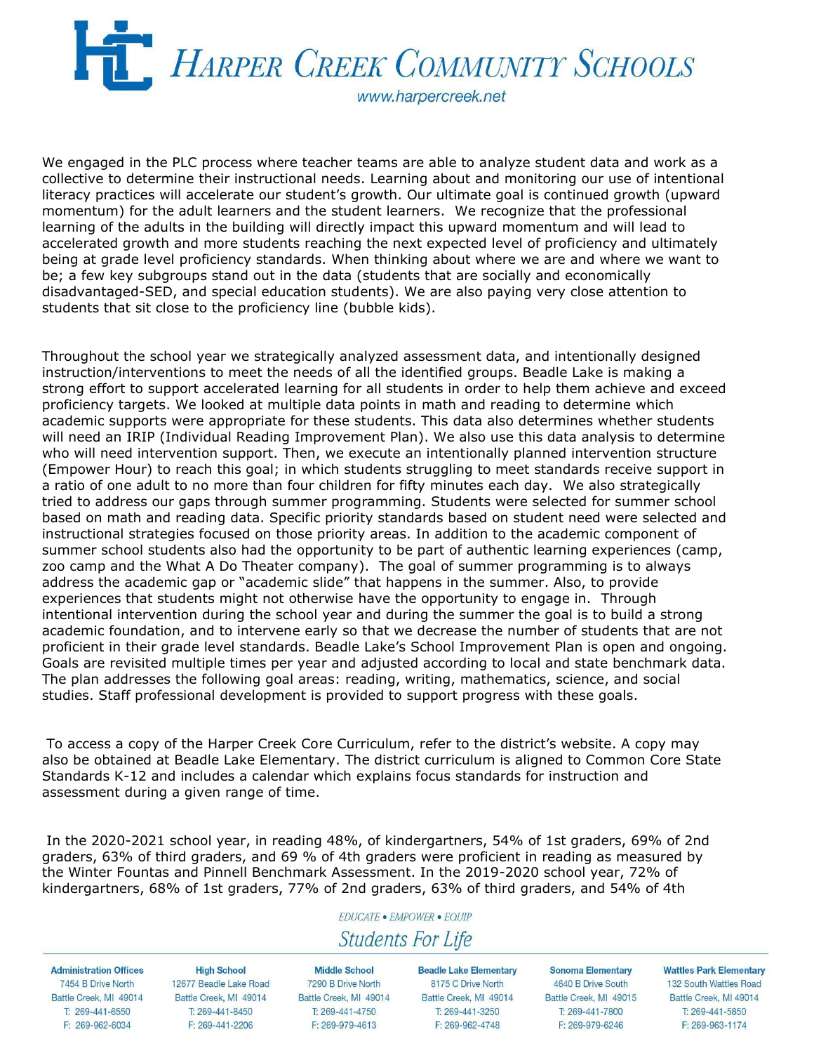We engaged in the PLC process where teacher teams are able to analyze student data and work as a collective to determine their instructional needs. Learning about and monitoring our use of intentional literacy practices will accelerate our student's growth. Our ultimate goal is continued growth (upward momentum) for the adult learners and the student learners. We recognize that the professional learning of the adults in the building will directly impact this upward momentum and will lead to accelerated growth and more students reaching the next expected level of proficiency and ultimately being at grade level proficiency standards. When thinking about where we are and where we want to be; a few key subgroups stand out in the data (students that are socially and economically disadvantaged-SED, and special education students). We are also paying very close attention to students that sit close to the proficiency line (bubble kids).

Throughout the school year we strategically analyzed assessment data, and intentionally designed instruction/interventions to meet the needs of all the identified groups. Beadle Lake is making a strong effort to support accelerated learning for all students in order to help them achieve and exceed proficiency targets. We looked at multiple data points in math and reading to determine which academic supports were appropriate for these students. This data also determines whether students will need an IRIP (Individual Reading Improvement Plan). We also use this data analysis to determine who will need intervention support. Then, we execute an intentionally planned intervention structure (Empower Hour) to reach this goal; in which students struggling to meet standards receive support in a ratio of one adult to no more than four children for fifty minutes each day. We also strategically tried to address our gaps through summer programming. Students were selected for summer school based on math and reading data. Specific priority standards based on student need were selected and instructional strategies focused on those priority areas. In addition to the academic component of summer school students also had the opportunity to be part of authentic learning experiences (camp, zoo camp and the What A Do Theater company). The goal of summer programming is to always address the academic gap or "academic slide" that happens in the summer. Also, to provide experiences that students might not otherwise have the opportunity to engage in. Through intentional intervention during the school year and during the summer the goal is to build a strong academic foundation, and to intervene early so that we decrease the number of students that are not proficient in their grade level standards. Beadle Lake's School Improvement Plan is open and ongoing. Goals are revisited multiple times per year and adjusted according to local and state benchmark data. The plan addresses the following goal areas: reading, writing, mathematics, science, and social studies. Staff professional development is provided to support progress with these goals.

To access a copy of the Harper Creek Core Curriculum, refer to the district's website. A copy may also be obtained at Beadle Lake Elementary. The district curriculum is aligned to Common Core State Standards K-12 and includes a calendar which explains focus standards for instruction and assessment during a given range of time.

In the 2020-2021 school year, in reading 48%, of kindergartners, 54% of 1st graders, 69% of 2nd graders, 63% of third graders, and 69 % of 4th graders were proficient in reading as measured by the Winter Fountas and Pinnell Benchmark Assessment. In the 2019-2020 school year, 72% of kindergartners, 68% of 1st graders, 77% of 2nd graders, 63% of third graders, and 54% of 4th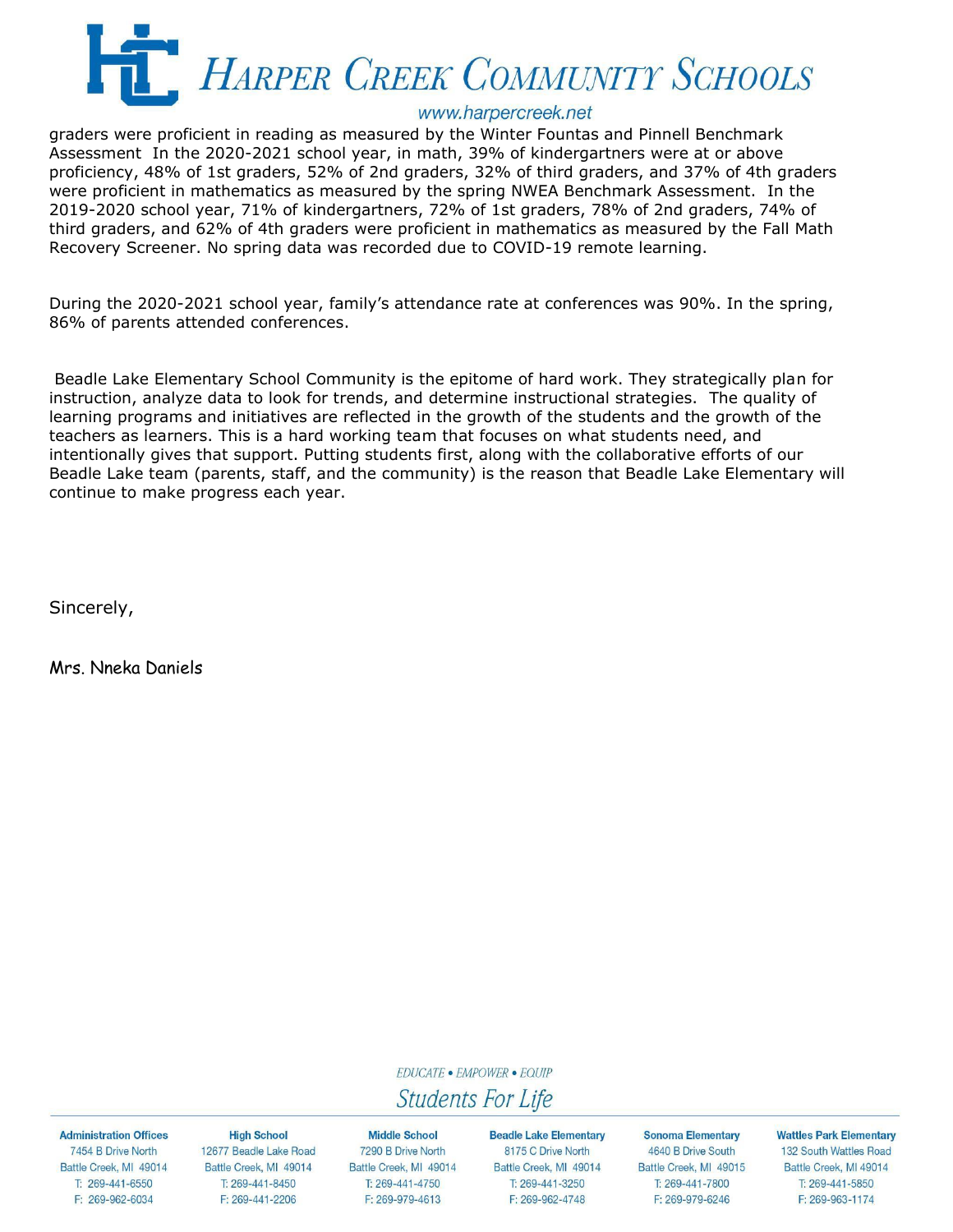graders were proficient in reading as measured by the Winter Fountas and Pinnell Benchmark Assessment  In the 2020-2021 school year, in math, 39% of kindergartners were at or above proficiency, 48% of 1st graders, 52% of 2nd graders, 32% of third graders, and 37% of 4th graders were proficient in mathematics as measured by the spring NWEA Benchmark Assessment.  In the 2019-2020 school year, 71% of kindergartners, 72% of 1st graders, 78% of 2nd graders, 74% of third graders, and 62% of 4th graders were proficient in mathematics as measured by the Fall Math Recovery Screener. No spring data was recorded due to COVID-19 remote learning.

During the 2020-2021 school year, family's attendance rate at conferences was 90%. In the spring, 86% of parents attended conferences.

Beadle Lake Elementary School Community is the epitome of hard work. They strategically plan for instruction, analyze data to look for trends, and determine instructional strategies.  The quality of learning programs and initiatives are reflected in the growth of the students and the growth of the teachers as learners. This is a hard working team that focuses on what students need, and intentionally gives that support. Putting students first, along with the collaborative efforts of our Beadle Lake team (parents, staff, and the community) is the reason that Beadle Lake Elementary will continue to make progress each year.

Sincerely,

Mrs. Nneka Daniels